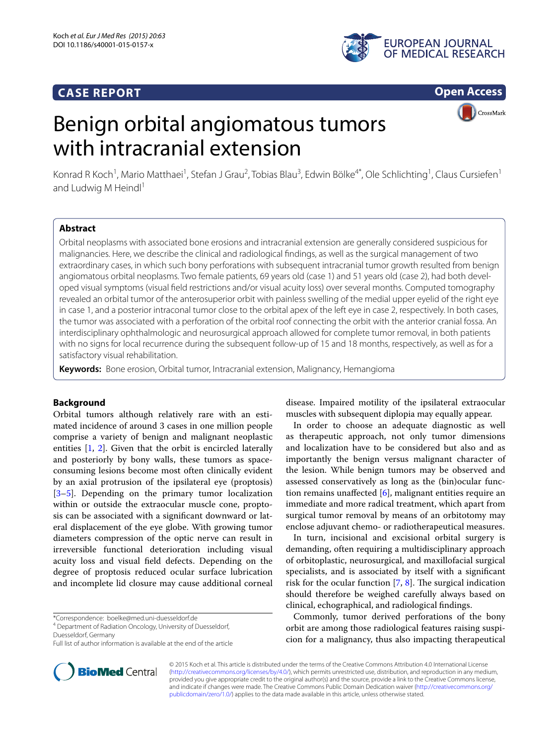CASE REPORT

Open Access

# Benign orbital angiomatous tumors with intracranial extension

Konrad R Koch[1], Mario Matthaei[1], Stefan J Grau[2], Tobias Blau[3], Edwin Bölke[4*], Ole Schlichting[1], Claus Cursiefen[1] and Ludwig M Heindl[1]

## Abstract

Orbital neoplasms with associated bone erosions and intracranial extension are generally considered suspicious for malignancies. Here, we describe the clinical and radiological findings, as well as the surgical management of two extraordinary cases, in which such bony perforations with subsequent intracranial tumor growth resulted from benign angiomatous orbital neoplasms. Two female patients, 69 years old (case 1) and 51 years old (case 2), had both developed visual symptoms (visual field restrictions and/or visual acuity loss) over several months. Computed tomography revealed an orbital tumor of the anterosuperior orbit with painless swelling of the medial upper eyelid of the right eye in case 1, and a posterior intraconal tumor close to the orbital apex of the left eye in case 2, respectively. In both cases, the tumor was associated with a perforation of the orbital roof connecting the orbit with the anterior cranial fossa. An interdisciplinary ophthalmologic and neurosurgical approach allowed for complete tumor removal, in both patients with no signs for local recurrence during the subsequent follow-up of 15 and 18 months, respectively, as well as for a satisfactory visual rehabilitation.

**Keywords:** Bone erosion, Orbital tumor, Intracranial extension, Malignancy, Hemangioma

## Background

Orbital tumors although relatively rare with an estimated incidence of around 3 cases in one million people comprise a variety of benign and malignant neoplastic entities [1, 2]. Given that the orbit is encircled laterally and posteriorly by bony walls, these tumors as space-consuming lesions become most often clinically evident by an axial protrusion of the ipsilateral eye (proptosis) [3–5]. Depending on the primary tumor localization within or outside the extraocular muscle cone, proptosis can be associated with a significant downward or lateral displacement of the eye globe. With growing tumor diameters compression of the optic nerve can result in irreversible functional deterioration including visual acuity loss and visual field defects. Depending on the degree of proptosis reduced ocular surface lubrication and incomplete lid closure may cause additional corneal disease. Impaired motility of the ipsilateral extraocular muscles with subsequent diplopia may equally appear.

In order to choose an adequate diagnostic as well as therapeutic approach, not only tumor dimensions and localization have to be considered but also and as importantly the benign versus malignant character of the lesion. While benign tumors may be observed and assessed conservatively as long as the (bin)ocular function remains unaffected [6], malignant entities require an immediate and more radical treatment, which apart from surgical tumor removal by means of an orbitotomy may enclose adjuvant chemo- or radiotherapeutical measures.

In turn, incisional and excisional orbital surgery is demanding, often requiring a multidisciplinary approach of orbitoplastic, neurosurgical, and maxillofacial surgical specialists, and is associated by itself with a significant risk for the ocular function [7, 8]. The surgical indication should therefore be weighed carefully always based on clinical, echographical, and radiological findings.

Commonly, tumor derived perforations of the bony orbit are among those radiological features raising suspicion for a malignancy, thus also impacting therapeutical

*Correspondence: boelke@med.uni-duesseldorf.de
[4] Department of Radiation Oncology, University of Duesseldorf, Duesseldorf, Germany
Full list of author information is available at the end of the article

© 2015 Koch et al. This article is distributed under the terms of the Creative Commons Attribution 4.0 International License (http://creativecommons.org/licenses/by/4.0/), which permits unrestricted use, distribution, and reproduction in any medium, provided you give appropriate credit to the original author(s) and the source, provide a link to the Creative Commons license, and indicate if changes were made. The Creative Commons Public Domain Dedication waiver (http://creativecommons.org/publicdomain/zero/1.0/) applies to the data made available in this article, unless otherwise stated.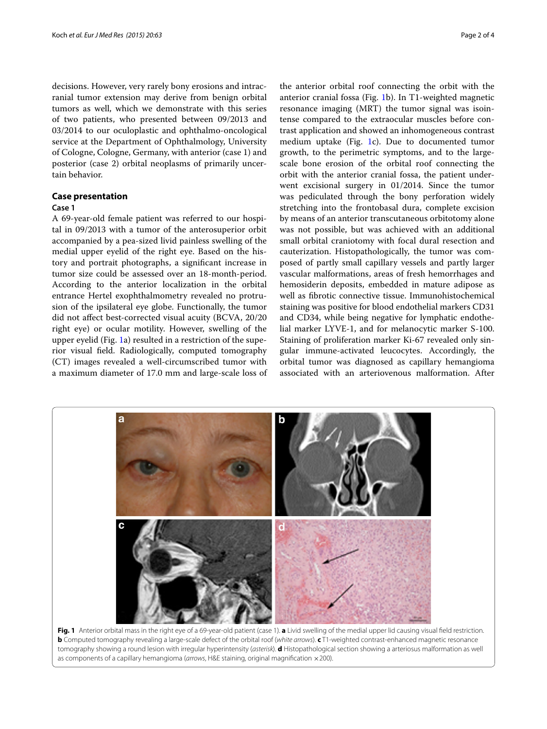decisions. However, very rarely bony erosions and intracranial tumor extension may derive from benign orbital tumors as well, which we demonstrate with this series of two patients, who presented between 09/2013 and 03/2014 to our oculoplastic and ophthalmo-oncological service at the Department of Ophthalmology, University of Cologne, Cologne, Germany, with anterior (case 1) and posterior (case 2) orbital neoplasms of primarily uncertain behavior.

## Case presentation

### Case 1

A 69-year-old female patient was referred to our hospital in 09/2013 with a tumor of the anterosuperior orbit accompanied by a pea-sized livid painless swelling of the medial upper eyelid of the right eye. Based on the history and portrait photographs, a significant increase in tumor size could be assessed over an 18-month-period. According to the anterior localization in the orbital entrance Hertel exophthalmometry revealed no protrusion of the ipsilateral eye globe. Functionally, the tumor did not affect best-corrected visual acuity (BCVA, 20/20 right eye) or ocular motility. However, swelling of the upper eyelid (Fig. 1a) resulted in a restriction of the superior visual field. Radiologically, computed tomography (CT) images revealed a well-circumscribed tumor with a maximum diameter of 17.0 mm and large-scale loss of the anterior orbital roof connecting the orbit with the anterior cranial fossa (Fig. 1b). In T1-weighted magnetic resonance imaging (MRT) the tumor signal was isointense compared to the extraocular muscles before contrast application and showed an inhomogeneous contrast medium uptake (Fig. 1c). Due to documented tumor growth, to the perimetric symptoms, and to the large-scale bone erosion of the orbital roof connecting the orbit with the anterior cranial fossa, the patient underwent excisional surgery in 01/2014. Since the tumor was pediculated through the bony perforation widely stretching into the frontobasal dura, complete excision by means of an anterior transcutaneous orbitotomy alone was not possible, but was achieved with an additional small orbital craniotomy with focal dural resection and cauterization. Histopathologically, the tumor was composed of partly small capillary vessels and partly larger vascular malformations, areas of fresh hemorrhages and hemosiderin deposits, embedded in mature adipose as well as fibrotic connective tissue. Immunohistochemical staining was positive for blood endothelial markers CD31 and CD34, while being negative for lymphatic endothelial marker LYVE-1, and for melanocytic marker S-100. Staining of proliferation marker Ki-67 revealed only singular immune-activated leucocytes. Accordingly, the orbital tumor was diagnosed as capillary hemangioma associated with an arteriovenous malformation. After

**Fig. 1** Anterior orbital mass in the right eye of a 69-year-old patient (case 1). **a** Livid swelling of the medial upper lid causing visual field restriction. **b** Computed tomography revealing a large-scale defect of the orbital roof (*white arrows*). **c** T1-weighted contrast-enhanced magnetic resonance tomography showing a round lesion with irregular hyperintensity (*asterisk*). **d** Histopathological section showing a arteriosus malformation as well as components of a capillary hemangioma (*arrows*, H&E staining, original magnification ×200).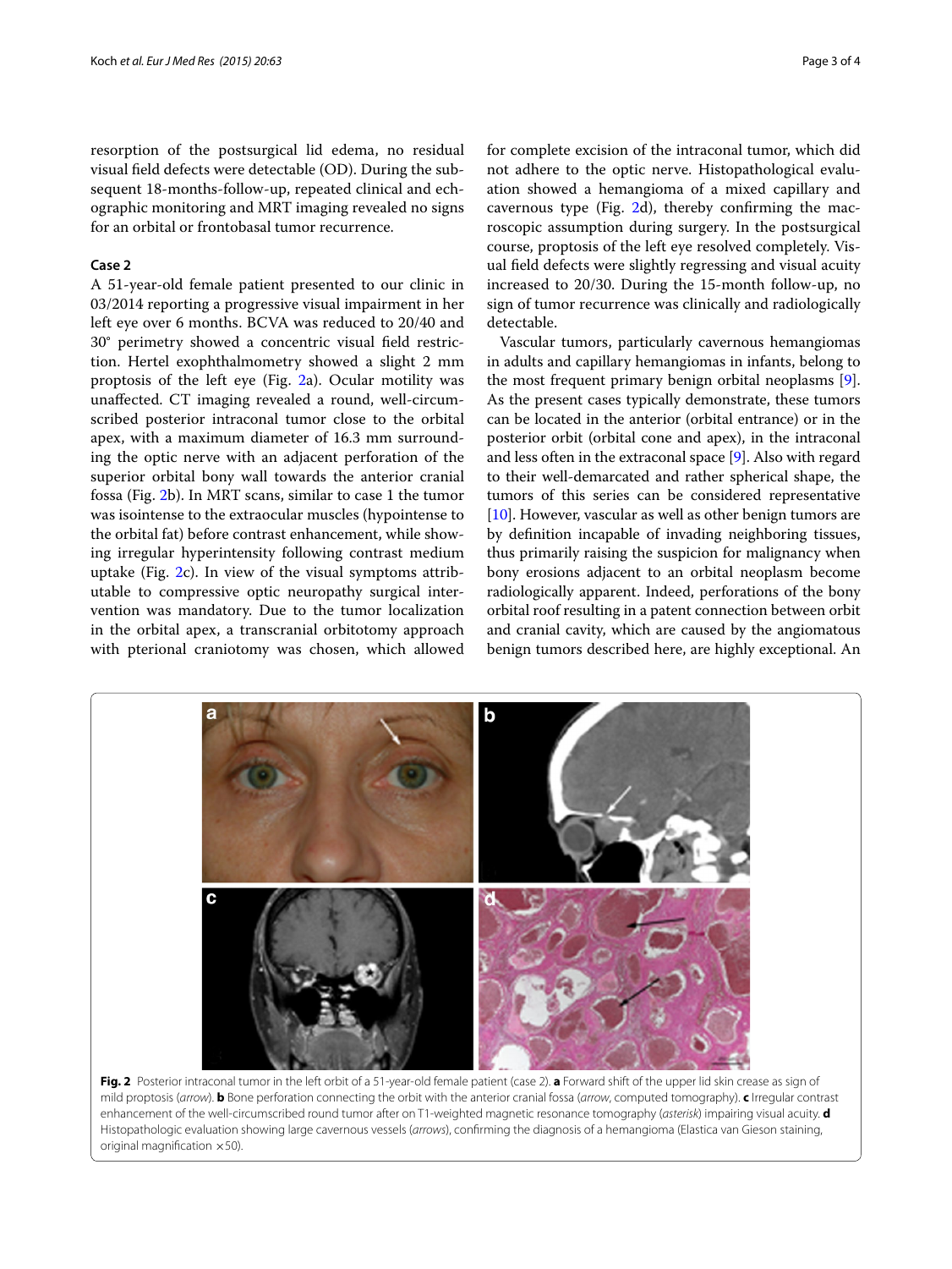resorption of the postsurgical lid edema, no residual visual field defects were detectable (OD). During the subsequent 18-months-follow-up, repeated clinical and echographic monitoring and MRT imaging revealed no signs for an orbital or frontobasal tumor recurrence.

### Case 2

A 51-year-old female patient presented to our clinic in 03/2014 reporting a progressive visual impairment in her left eye over 6 months. BCVA was reduced to 20/40 and 30° perimetry showed a concentric visual field restriction. Hertel exophthalmometry showed a slight 2 mm proptosis of the left eye (Fig. 2a). Ocular motility was unaffected. CT imaging revealed a round, well-circumscribed posterior intraconal tumor close to the orbital apex, with a maximum diameter of 16.3 mm surrounding the optic nerve with an adjacent perforation of the superior orbital bony wall towards the anterior cranial fossa (Fig. 2b). In MRT scans, similar to case 1 the tumor was isointense to the extraocular muscles (hypointense to the orbital fat) before contrast enhancement, while showing irregular hyperintensity following contrast medium uptake (Fig. 2c). In view of the visual symptoms attributable to compressive optic neuropathy surgical intervention was mandatory. Due to the tumor localization in the orbital apex, a transcranial orbitotomy approach with pterional craniotomy was chosen, which allowed for complete excision of the intraconal tumor, which did not adhere to the optic nerve. Histopathological evaluation showed a hemangioma of a mixed capillary and cavernous type (Fig. 2d), thereby confirming the macroscopic assumption during surgery. In the postsurgical course, proptosis of the left eye resolved completely. Visual field defects were slightly regressing and visual acuity increased to 20/30. During the 15-month follow-up, no sign of tumor recurrence was clinically and radiologically detectable.

Vascular tumors, particularly cavernous hemangiomas in adults and capillary hemangiomas in infants, belong to the most frequent primary benign orbital neoplasms [9]. As the present cases typically demonstrate, these tumors can be located in the anterior (orbital entrance) or in the posterior orbit (orbital cone and apex), in the intraconal and less often in the extraconal space [9]. Also with regard to their well-demarcated and rather spherical shape, the tumors of this series can be considered representative [10]. However, vascular as well as other benign tumors are by definition incapable of invading neighboring tissues, thus primarily raising the suspicion for malignancy when bony erosions adjacent to an orbital neoplasm become radiologically apparent. Indeed, perforations of the bony orbital roof resulting in a patent connection between orbit and cranial cavity, which are caused by the angiomatous benign tumors described here, are highly exceptional. An

**Fig. 2** Posterior intraconal tumor in the left orbit of a 51-year-old female patient (case 2). **a** Forward shift of the upper lid skin crease as sign of mild proptosis (*arrow*). **b** Bone perforation connecting the orbit with the anterior cranial fossa (*arrow*, computed tomography). **c** Irregular contrast enhancement of the well-circumscribed round tumor after on T1-weighted magnetic resonance tomography (*asterisk*) impairing visual acuity. **d** Histopathologic evaluation showing large cavernous vessels (*arrows*), confirming the diagnosis of a hemangioma (Elastica van Gieson staining, original magnification ×50).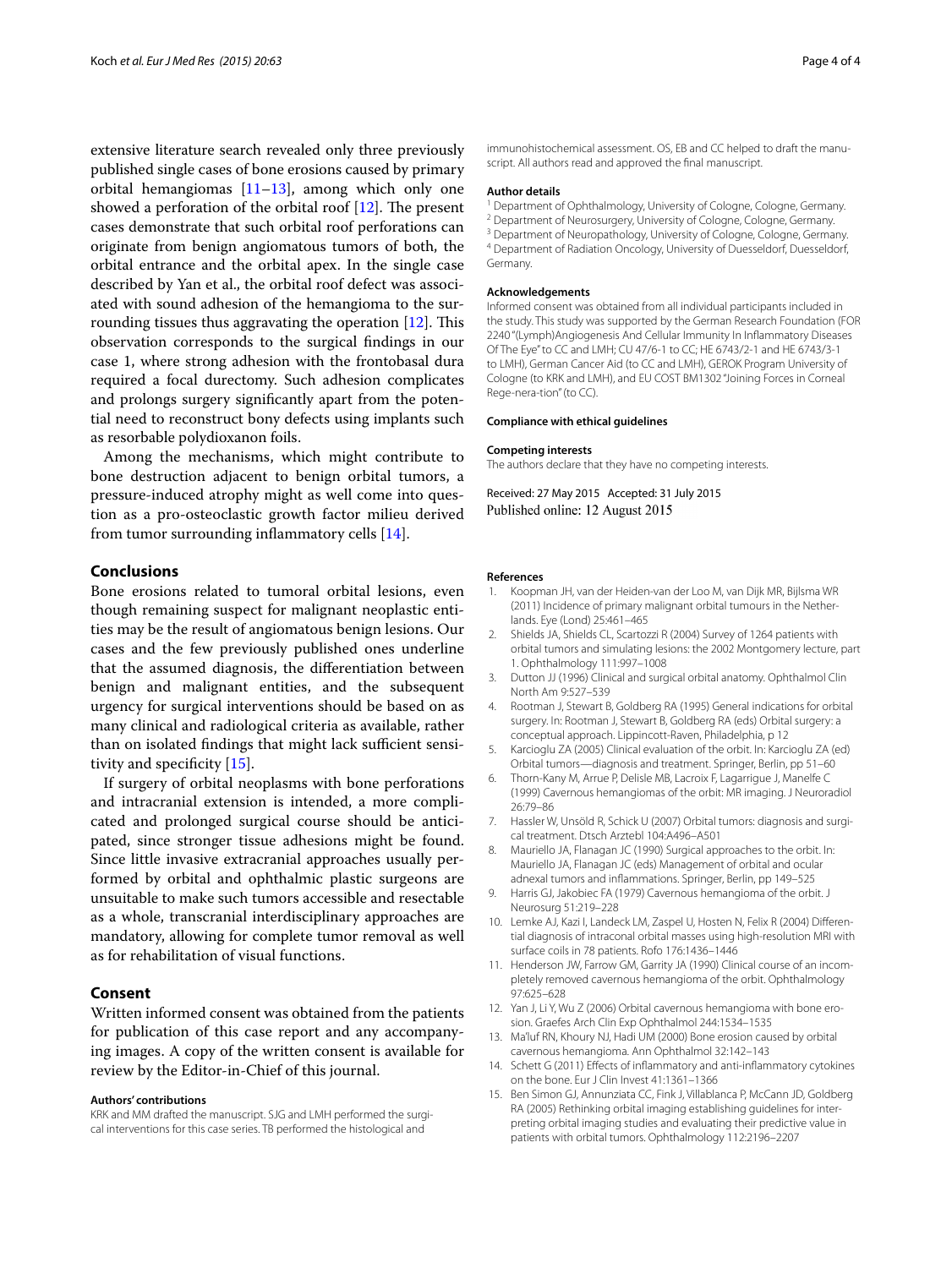extensive literature search revealed only three previously published single cases of bone erosions caused by primary orbital hemangiomas [11–13], among which only one showed a perforation of the orbital roof [12]. The present cases demonstrate that such orbital roof perforations can originate from benign angiomatous tumors of both, the orbital entrance and the orbital apex. In the single case described by Yan et al., the orbital roof defect was associated with sound adhesion of the hemangioma to the surrounding tissues thus aggravating the operation [12]. This observation corresponds to the surgical findings in our case 1, where strong adhesion with the frontobasal dura required a focal durectomy. Such adhesion complicates and prolongs surgery significantly apart from the potential need to reconstruct bony defects using implants such as resorbable polydioxanon foils.

Among the mechanisms, which might contribute to bone destruction adjacent to benign orbital tumors, a pressure-induced atrophy might as well come into question as a pro-osteoclastic growth factor milieu derived from tumor surrounding inflammatory cells [14].

## Conclusions

Bone erosions related to tumoral orbital lesions, even though remaining suspect for malignant neoplastic entities may be the result of angiomatous benign lesions. Our cases and the few previously published ones underline that the assumed diagnosis, the differentiation between benign and malignant entities, and the subsequent urgency for surgical interventions should be based on as many clinical and radiological criteria as available, rather than on isolated findings that might lack sufficient sensitivity and specificity [15].

If surgery of orbital neoplasms with bone perforations and intracranial extension is intended, a more complicated and prolonged surgical course should be anticipated, since stronger tissue adhesions might be found. Since little invasive extracranial approaches usually performed by orbital and ophthalmic plastic surgeons are unsuitable to make such tumors accessible and resectable as a whole, transcranial interdisciplinary approaches are mandatory, allowing for complete tumor removal as well as for rehabilitation of visual functions.

## Consent

Written informed consent was obtained from the patients for publication of this case report and any accompanying images. A copy of the written consent is available for review by the Editor-in-Chief of this journal.

#### Authors' contributions

KRK and MM drafted the manuscript. SJG and LMH performed the surgical interventions for this case series. TB performed the histological and immunohistochemical assessment. OS, EB and CC helped to draft the manuscript. All authors read and approved the final manuscript.

#### Author details

[1] Department of Ophthalmology, University of Cologne, Cologne, Germany. [2] Department of Neurosurgery, University of Cologne, Cologne, Germany. [3] Department of Neuropathology, University of Cologne, Cologne, Germany. [4] Department of Radiation Oncology, University of Duesseldorf, Duesseldorf, Germany.

#### Acknowledgements

Informed consent was obtained from all individual participants included in the study. This study was supported by the German Research Foundation (FOR 2240 "(Lymph)Angiogenesis And Cellular Immunity In Inflammatory Diseases Of The Eye" to CC and LMH; CU 47/6-1 to CC; HE 6743/2-1 and HE 6743/3-1 to LMH), German Cancer Aid (to CC and LMH), GEROK Program University of Cologne (to KRK and LMH), and EU COST BM1302 "Joining Forces in Corneal Rege-nera-tion" (to CC).

#### Compliance with ethical guidelines

#### Competing interests

The authors declare that they have no competing interests.

Received: 27 May 2015 Accepted: 31 July 2015
Published online: 12 August 2015

#### References

1. Koopman JH, van der Heiden-van der Loo M, van Dijk MR, Bijlsma WR (2011) Incidence of primary malignant orbital tumours in the Netherlands. Eye (Lond) 25:461–465
2. Shields JA, Shields CL, Scartozzi R (2004) Survey of 1264 patients with orbital tumors and simulating lesions: the 2002 Montgomery lecture, part 1. Ophthalmology 111:997–1008
3. Dutton JJ (1996) Clinical and surgical orbital anatomy. Ophthalmol Clin North Am 9:527–539
4. Rootman J, Stewart B, Goldberg RA (1995) General indications for orbital surgery. In: Rootman J, Stewart B, Goldberg RA (eds) Orbital surgery: a conceptual approach. Lippincott-Raven, Philadelphia, p 12
5. Karcioglu ZA (2005) Clinical evaluation of the orbit. In: Karcioglu ZA (ed) Orbital tumors—diagnosis and treatment. Springer, Berlin, pp 51–60
6. Thorn-Kany M, Arrue P, Delisle MB, Lacroix F, Lagarrigue J, Manelfe C (1999) Cavernous hemangiomas of the orbit: MR imaging. J Neuroradiol 26:79–86
7. Hassler W, Unsöld R, Schick U (2007) Orbital tumors: diagnosis and surgical treatment. Dtsch Arztebl 104:A496–A501
8. Mauriello JA, Flanagan JC (1990) Surgical approaches to the orbit. In: Mauriello JA, Flanagan JC (eds) Management of orbital and ocular adnexal tumors and inflammations. Springer, Berlin, pp 149–525
9. Harris GJ, Jakobiec FA (1979) Cavernous hemangioma of the orbit. J Neurosurg 51:219–228
10. Lemke AJ, Kazi I, Landeck LM, Zaspel U, Hosten N, Felix R (2004) Differential diagnosis of intraconal orbital masses using high-resolution MRI with surface coils in 78 patients. Rofo 176:1436–1446
11. Henderson JW, Farrow GM, Garrity JA (1990) Clinical course of an incompletely removed cavernous hemangioma of the orbit. Ophthalmology 97:625–628
12. Yan J, Li Y, Wu Z (2006) Orbital cavernous hemangioma with bone erosion. Graefes Arch Clin Exp Ophthalmol 244:1534–1535
13. Ma'luf RN, Khoury NJ, Hadi UM (2000) Bone erosion caused by orbital cavernous hemangioma. Ann Ophthalmol 32:142–143
14. Schett G (2011) Effects of inflammatory and anti-inflammatory cytokines on the bone. Eur J Clin Invest 41:1361–1366
15. Ben Simon GJ, Annunziata CC, Fink J, Villablanca P, McCann JD, Goldberg RA (2005) Rethinking orbital imaging establishing guidelines for interpreting orbital imaging studies and evaluating their predictive value in patients with orbital tumors. Ophthalmology 112:2196–2207